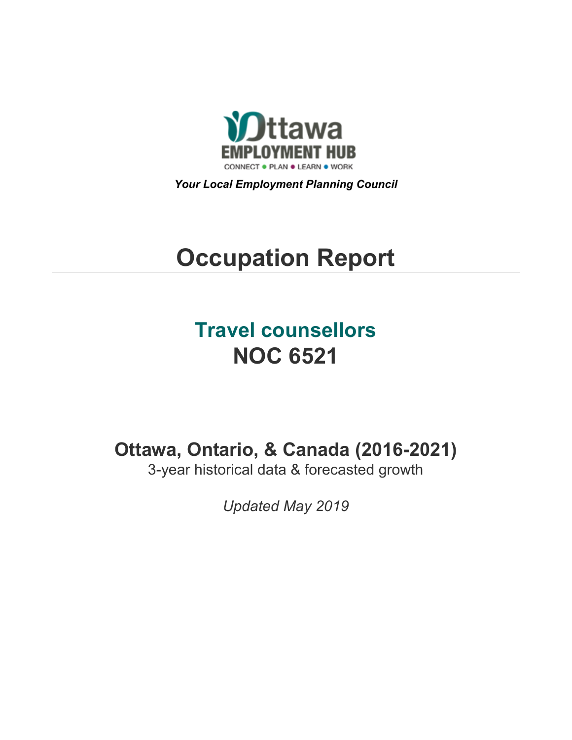Ottawa EMPLOYMENT HUB

CONNECT • PLAN • LEARN • WORK

***Your Local Employment Planning Council***

# Occupation Report

## Travel counsellors
## NOC 6521

### Ottawa, Ontario, & Canada (2016-2021)

3-year historical data & forecasted growth

*Updated May 2019*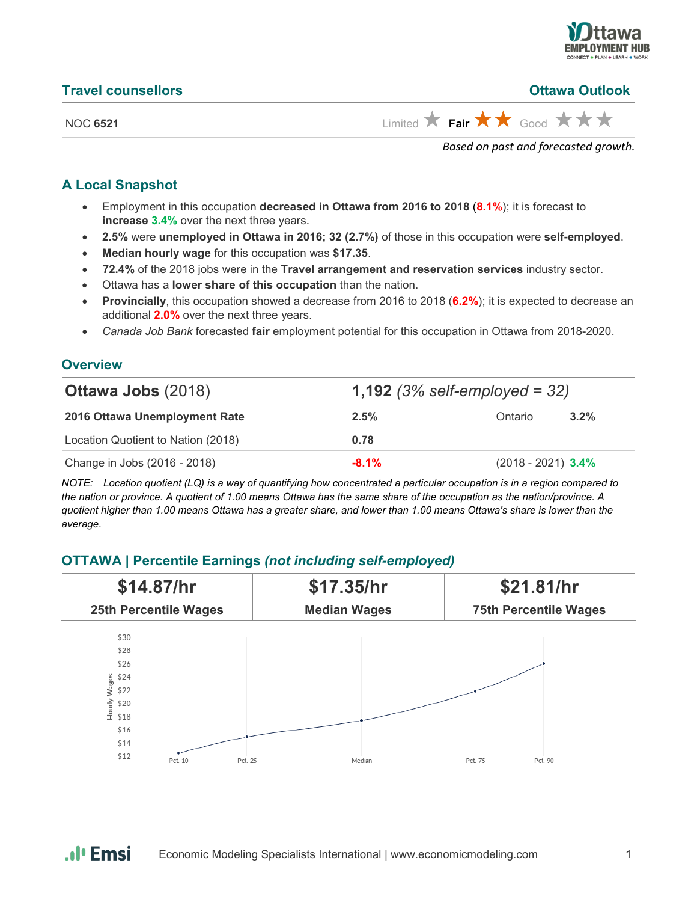## Travel counsellors

**Ottawa Outlook**

NOC **6521**

Limited ★ **Fair ★★** Good ★★★

*Based on past and forecasted growth.*

## A Local Snapshot

- Employment in this occupation **decreased in Ottawa from 2016 to 2018** (**8.1%**); it is forecast to **increase 3.4%** over the next three years.
- **2.5%** were **unemployed in Ottawa in 2016; 32 (2.7%)** of those in this occupation were **self-employed**.
- **Median hourly wage** for this occupation was **$17.35**.
- **72.4%** of the 2018 jobs were in the **Travel arrangement and reservation services** industry sector.
- Ottawa has a **lower share of this occupation** than the nation.
- **Provincially**, this occupation showed a decrease from 2016 to 2018 (**6.2%**); it is expected to decrease an additional **2.0%** over the next three years.
- *Canada Job Bank* forecasted **fair** employment potential for this occupation in Ottawa from 2018-2020.

## Overview

| **Ottawa Jobs** (2018) | **1,192** *(3% self-employed = 32)* | | |
|---|---|---|---|
| **2016 Ottawa Unemployment Rate** | **2.5%** | Ontario | **3.2%** |
| Location Quotient to Nation (2018) | **0.78** | | |
| Change in Jobs (2016 - 2018) | **-8.1%** | (2018 - 2021) | **3.4%** |

*NOTE: Location quotient (LQ) is a way of quantifying how concentrated a particular occupation is in a region compared to the nation or province. A quotient of 1.00 means Ottawa has the same share of the occupation as the nation/province. A quotient higher than 1.00 means Ottawa has a greater share, and lower than 1.00 means Ottawa's share is lower than the average.*

## OTTAWA | Percentile Earnings *(not including self-employed)*

| **$14.87/hr** | **$17.35/hr** | **$21.81/hr** |
|---|---|---|
| **25th Percentile Wages** | **Median Wages** | **75th Percentile Wages** |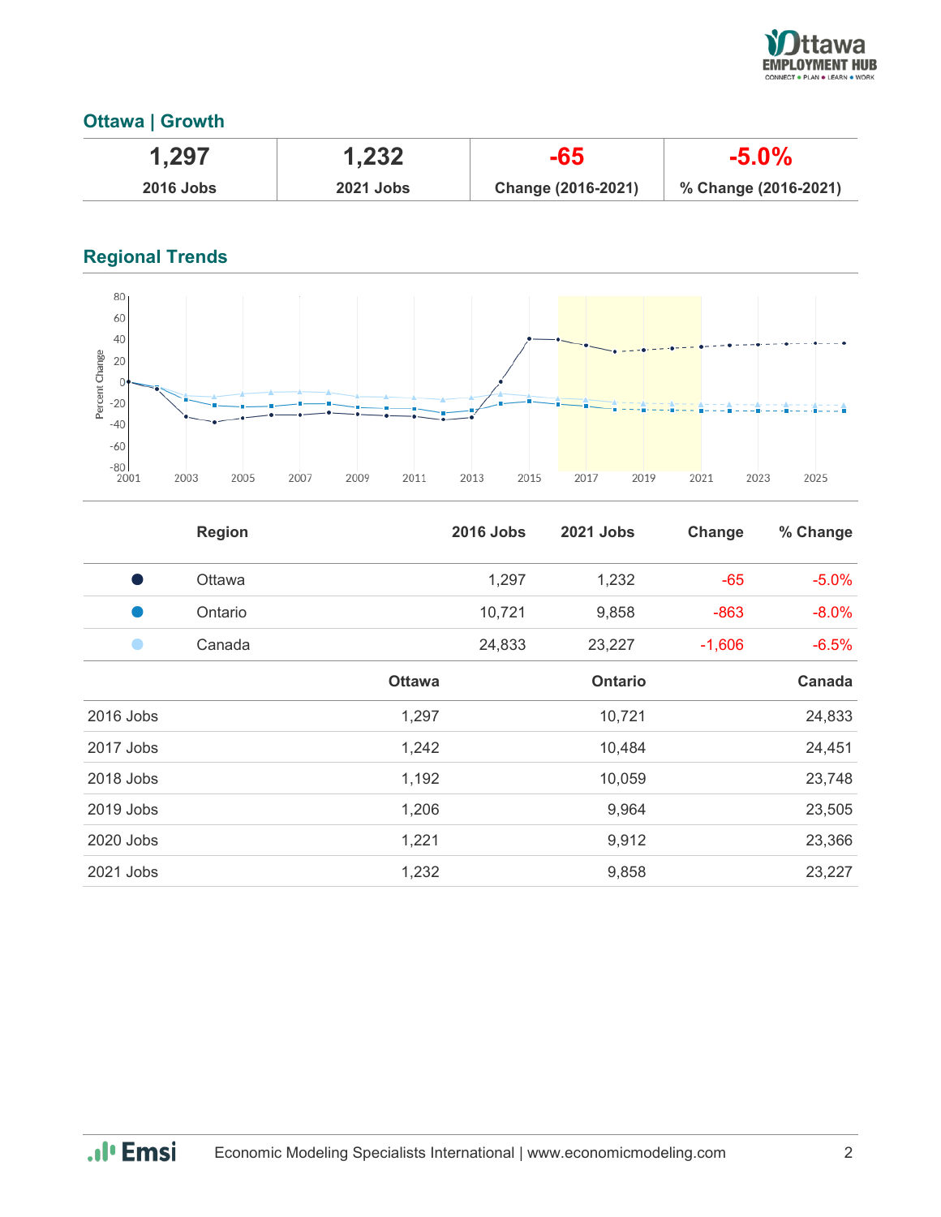## Ottawa | Growth

| 1,297 | 1,232 | -65 | -5.0% |
|---|---|---|---|
| 2016 Jobs | 2021 Jobs | Change (2016-2021) | % Change (2016-2021) |

## Regional Trends

| | Region | 2016 Jobs | 2021 Jobs | Change | % Change |
|---|---|---|---|---|---|
| ● | Ottawa | 1,297 | 1,232 | -65 | -5.0% |
| ● | Ontario | 10,721 | 9,858 | -863 | -8.0% |
| ● | Canada | 24,833 | 23,227 | -1,606 | -6.5% |

| | Ottawa | Ontario | Canada |
|---|---|---|---|
| 2016 Jobs | 1,297 | 10,721 | 24,833 |
| 2017 Jobs | 1,242 | 10,484 | 24,451 |
| 2018 Jobs | 1,192 | 10,059 | 23,748 |
| 2019 Jobs | 1,206 | 9,964 | 23,505 |
| 2020 Jobs | 1,221 | 9,912 | 23,366 |
| 2021 Jobs | 1,232 | 9,858 | 23,227 |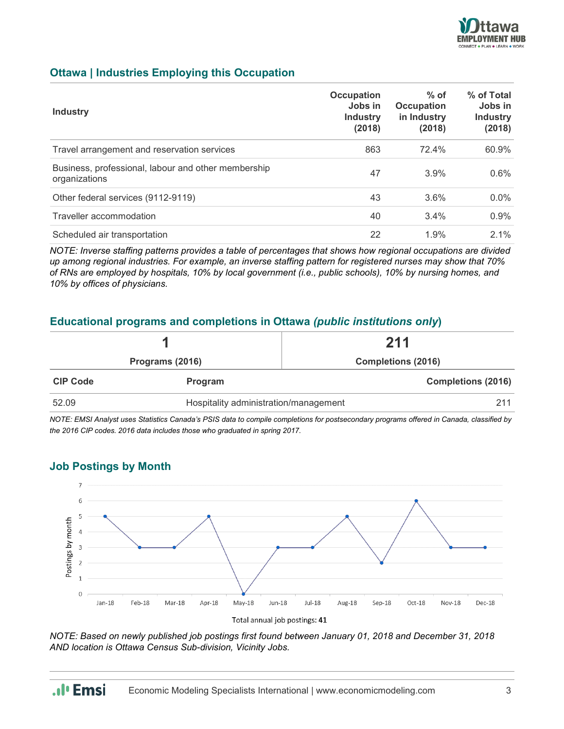## Ottawa | Industries Employing this Occupation

| Industry | Occupation Jobs in Industry (2018) | % of Occupation in Industry (2018) | % of Total Jobs in Industry (2018) |
|---|---|---|---|
| Travel arrangement and reservation services | 863 | 72.4% | 60.9% |
| Business, professional, labour and other membership organizations | 47 | 3.9% | 0.6% |
| Other federal services (9112-9119) | 43 | 3.6% | 0.0% |
| Traveller accommodation | 40 | 3.4% | 0.9% |
| Scheduled air transportation | 22 | 1.9% | 2.1% |

*NOTE: Inverse staffing patterns provides a table of percentages that shows how regional occupations are divided up among regional industries. For example, an inverse staffing pattern for registered nurses may show that 70% of RNs are employed by hospitals, 10% by local government (i.e., public schools), 10% by nursing homes, and 10% by offices of physicians.*

## Educational programs and completions in Ottawa *(public institutions only)*

| 1 | 211 |
|---|---|
| Programs (2016) | Completions (2016) |

| CIP Code | Program | Completions (2016) |
|---|---|---|
| 52.09 | Hospitality administration/management | 211 |

*NOTE: EMSI Analyst uses Statistics Canada's PSIS data to compile completions for postsecondary programs offered in Canada, classified by the 2016 CIP codes. 2016 data includes those who graduated in spring 2017.*

## Job Postings by Month

| Month | Postings by month |
|---|---|
| Jan-18 | 5 |
| Feb-18 | 3 |
| Mar-18 | 3 |
| Apr-18 | 5 |
| May-18 | 0 |
| Jun-18 | 3 |
| Jul-18 | 3 |
| Aug-18 | 5 |
| Sep-18 | 2 |
| Oct-18 | 6 |
| Nov-18 | 3 |
| Dec-18 | 3 |

Total annual job postings: **41**

*NOTE: Based on newly published job postings first found between January 01, 2018 and December 31, 2018 AND location is Ottawa Census Sub-division, Vicinity Jobs.*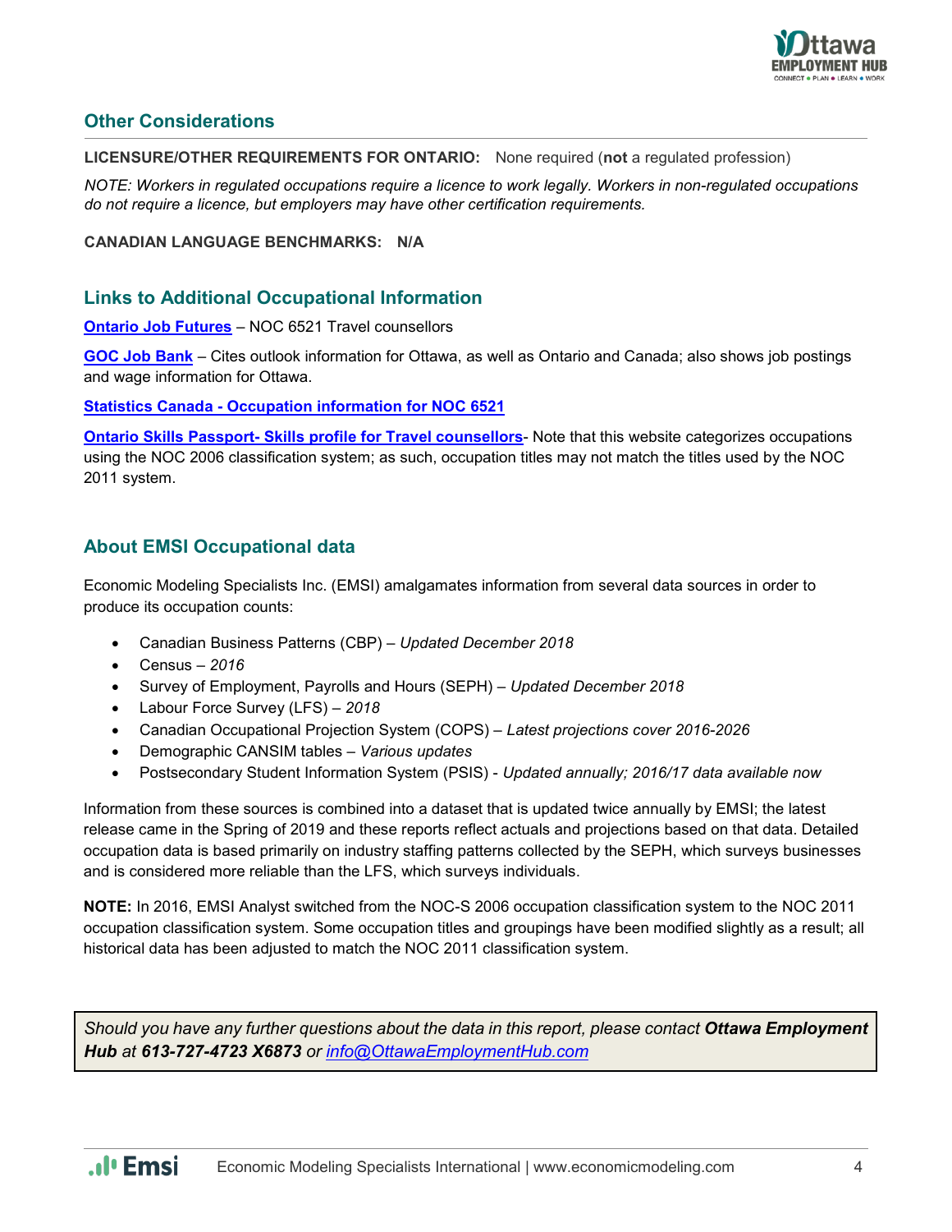## Other Considerations

**LICENSURE/OTHER REQUIREMENTS FOR ONTARIO:** None required (**not** a regulated profession)

*NOTE: Workers in regulated occupations require a licence to work legally. Workers in non-regulated occupations do not require a licence, but employers may have other certification requirements.*

**CANADIAN LANGUAGE BENCHMARKS: N/A**

## Links to Additional Occupational Information

**Ontario Job Futures** – NOC 6521 Travel counsellors

**GOC Job Bank** – Cites outlook information for Ottawa, as well as Ontario and Canada; also shows job postings and wage information for Ottawa.

**Statistics Canada - Occupation information for NOC 6521**

**Ontario Skills Passport- Skills profile for Travel counsellors**- Note that this website categorizes occupations using the NOC 2006 classification system; as such, occupation titles may not match the titles used by the NOC 2011 system.

## About EMSI Occupational data

Economic Modeling Specialists Inc. (EMSI) amalgamates information from several data sources in order to produce its occupation counts:

- Canadian Business Patterns (CBP) – *Updated December 2018*
- Census – *2016*
- Survey of Employment, Payrolls and Hours (SEPH) – *Updated December 2018*
- Labour Force Survey (LFS) – *2018*
- Canadian Occupational Projection System (COPS) – *Latest projections cover 2016-2026*
- Demographic CANSIM tables – *Various updates*
- Postsecondary Student Information System (PSIS) - *Updated annually; 2016/17 data available now*

Information from these sources is combined into a dataset that is updated twice annually by EMSI; the latest release came in the Spring of 2019 and these reports reflect actuals and projections based on that data. Detailed occupation data is based primarily on industry staffing patterns collected by the SEPH, which surveys businesses and is considered more reliable than the LFS, which surveys individuals.

**NOTE:** In 2016, EMSI Analyst switched from the NOC-S 2006 occupation classification system to the NOC 2011 occupation classification system. Some occupation titles and groupings have been modified slightly as a result; all historical data has been adjusted to match the NOC 2011 classification system.

*Should you have any further questions about the data in this report, please contact* ***Ottawa Employment Hub*** *at* ***613-727-4723 X6873*** *or info@OttawaEmploymentHub.com*